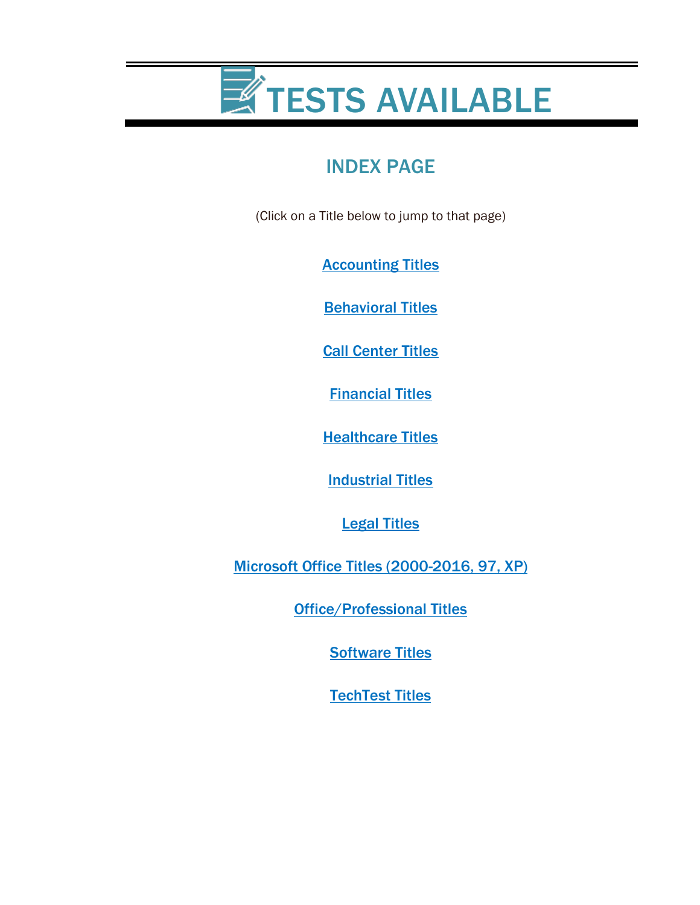# TESTS AVAILABLE

## INDEX PAGE

(Click on a Title below to jump to that page)

Accounting Titles

Behavioral Titles

Call Center Titles

Financial Titles

Healthcare Titles

Industrial Titles

Legal Titles

Microsoft Office Titles (2000-2016, 97, XP)

Office/Professional Titles

Software Titles

TechTest Titles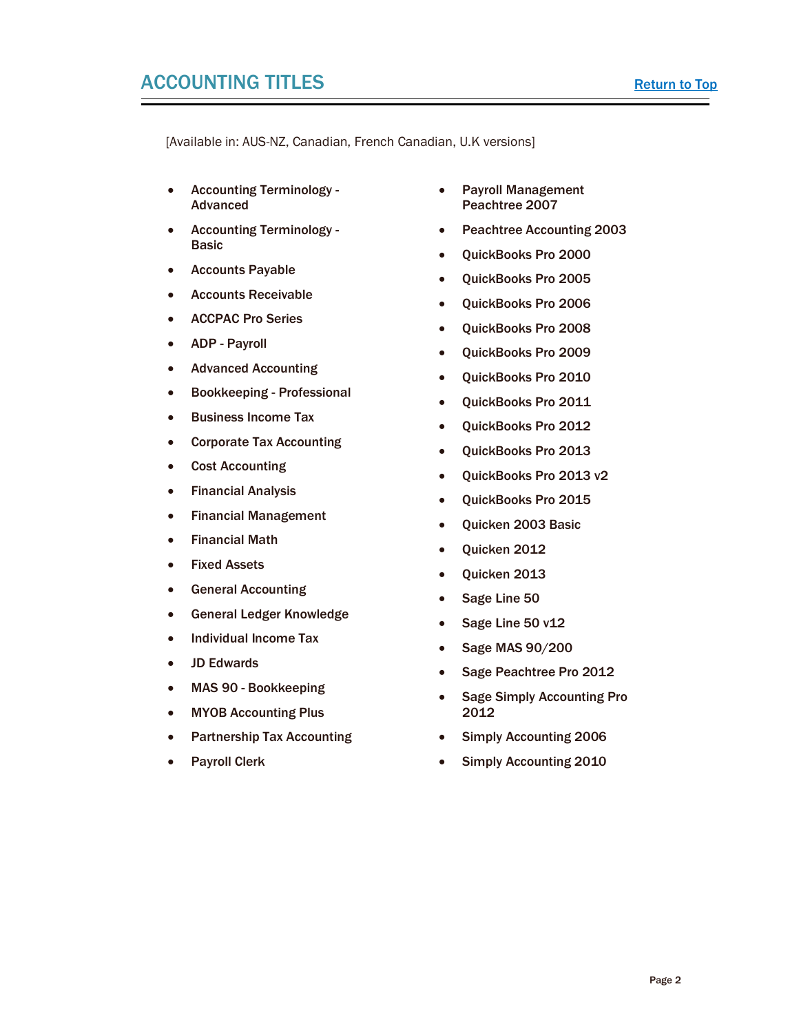## ACCOUNTING TITLES

[Return to Top]

[Available in: AUS-NZ, Canadian, French Canadian, U.K versions]

- Accounting Terminology - Advanced
- Accounting Terminology - Basic
- Accounts Payable
- Accounts Receivable
- ACCPAC Pro Series
- ADP - Payroll
- Advanced Accounting
- Bookkeeping - Professional
- Business Income Tax
- Corporate Tax Accounting
- Cost Accounting
- Financial Analysis
- Financial Management
- Financial Math
- Fixed Assets
- General Accounting
- General Ledger Knowledge
- Individual Income Tax
- JD Edwards
- MAS 90 - Bookkeeping
- MYOB Accounting Plus
- Partnership Tax Accounting
- Payroll Clerk
- Payroll Management Peachtree 2007
- Peachtree Accounting 2003
- QuickBooks Pro 2000
- QuickBooks Pro 2005
- QuickBooks Pro 2006
- QuickBooks Pro 2008
- QuickBooks Pro 2009
- QuickBooks Pro 2010
- QuickBooks Pro 2011
- QuickBooks Pro 2012
- QuickBooks Pro 2013
- QuickBooks Pro 2013 v2
- QuickBooks Pro 2015
- Quicken 2003 Basic
- Quicken 2012
- Quicken 2013
- Sage Line 50
- Sage Line 50 v12
- Sage MAS 90/200
- Sage Peachtree Pro 2012
- Sage Simply Accounting Pro 2012
- Simply Accounting 2006
- Simply Accounting 2010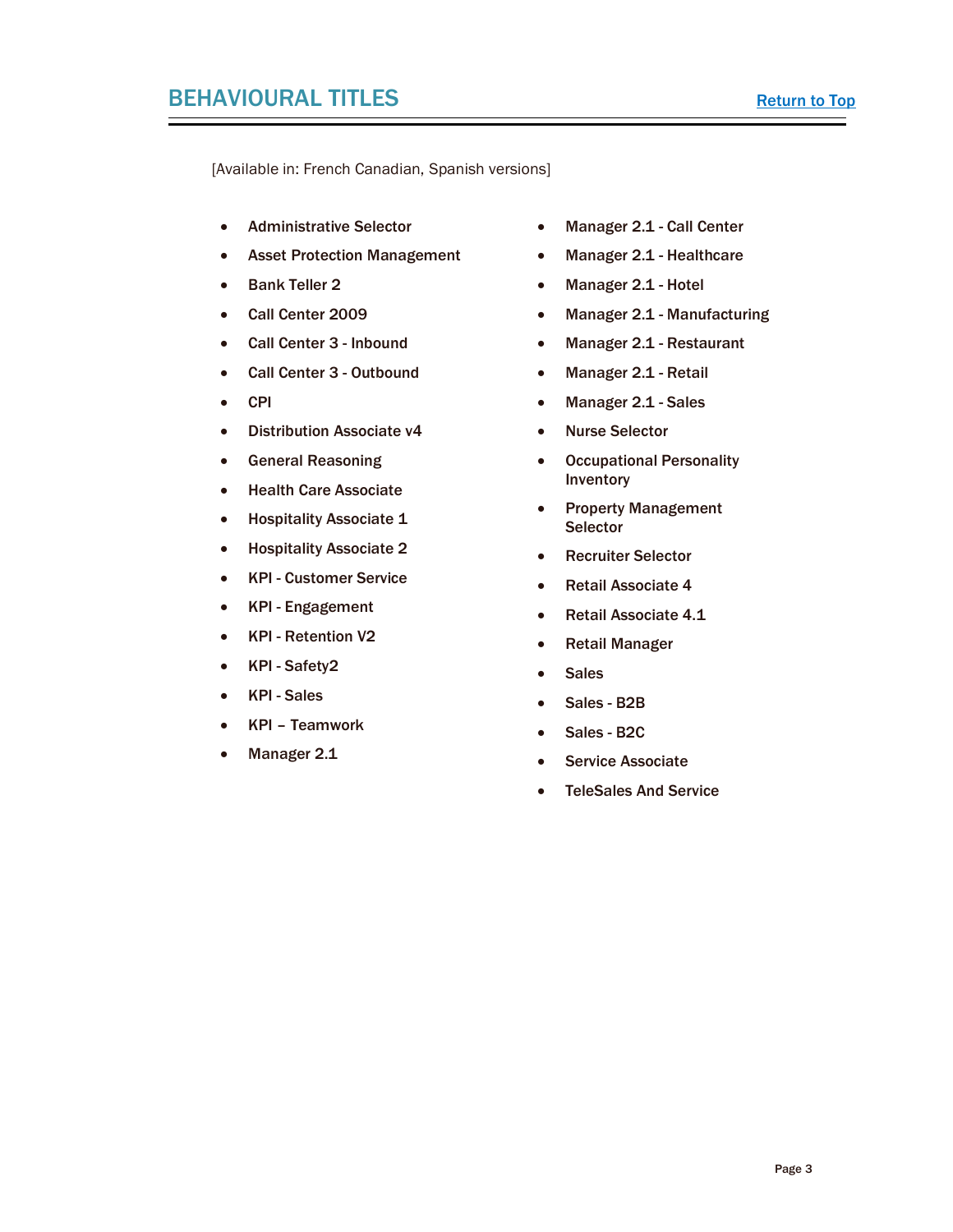## BEHAVIOURAL TITLES

[Return to Top](#)

[Available in: French Canadian, Spanish versions]

- Administrative Selector
- Asset Protection Management
- Bank Teller 2
- Call Center 2009
- Call Center 3 - Inbound
- Call Center 3 - Outbound
- CPI
- Distribution Associate v4
- General Reasoning
- Health Care Associate
- Hospitality Associate 1
- Hospitality Associate 2
- KPI - Customer Service
- KPI - Engagement
- KPI - Retention V2
- KPI - Safety2
- KPI - Sales
- KPI – Teamwork
- Manager 2.1
- Manager 2.1 - Call Center
- Manager 2.1 - Healthcare
- Manager 2.1 - Hotel
- Manager 2.1 - Manufacturing
- Manager 2.1 - Restaurant
- Manager 2.1 - Retail
- Manager 2.1 - Sales
- Nurse Selector
- Occupational Personality Inventory
- Property Management Selector
- Recruiter Selector
- Retail Associate 4
- Retail Associate 4.1
- Retail Manager
- Sales
- Sales - B2B
- Sales - B2C
- Service Associate
- TeleSales And Service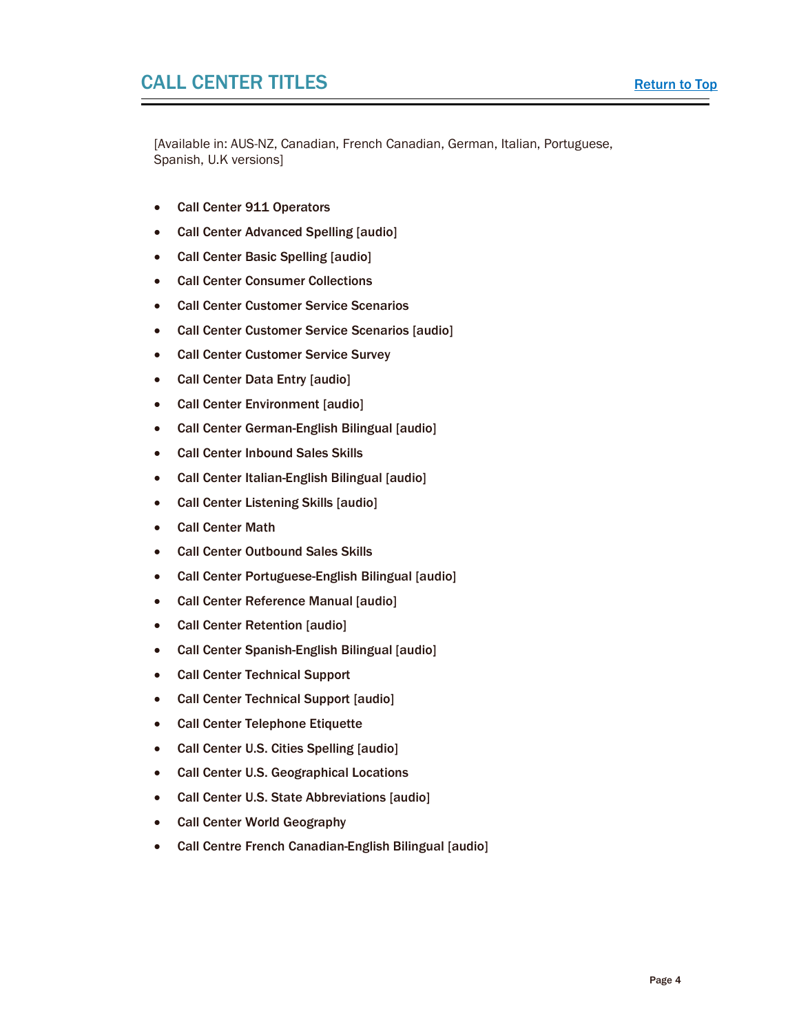## CALL CENTER TITLES

Return to Top

[Available in: AUS-NZ, Canadian, French Canadian, German, Italian, Portuguese, Spanish, U.K versions]

- Call Center 911 Operators
- Call Center Advanced Spelling [audio]
- Call Center Basic Spelling [audio]
- Call Center Consumer Collections
- Call Center Customer Service Scenarios
- Call Center Customer Service Scenarios [audio]
- Call Center Customer Service Survey
- Call Center Data Entry [audio]
- Call Center Environment [audio]
- Call Center German-English Bilingual [audio]
- Call Center Inbound Sales Skills
- Call Center Italian-English Bilingual [audio]
- Call Center Listening Skills [audio]
- Call Center Math
- Call Center Outbound Sales Skills
- Call Center Portuguese-English Bilingual [audio]
- Call Center Reference Manual [audio]
- Call Center Retention [audio]
- Call Center Spanish-English Bilingual [audio]
- Call Center Technical Support
- Call Center Technical Support [audio]
- Call Center Telephone Etiquette
- Call Center U.S. Cities Spelling [audio]
- Call Center U.S. Geographical Locations
- Call Center U.S. State Abbreviations [audio]
- Call Center World Geography
- Call Centre French Canadian-English Bilingual [audio]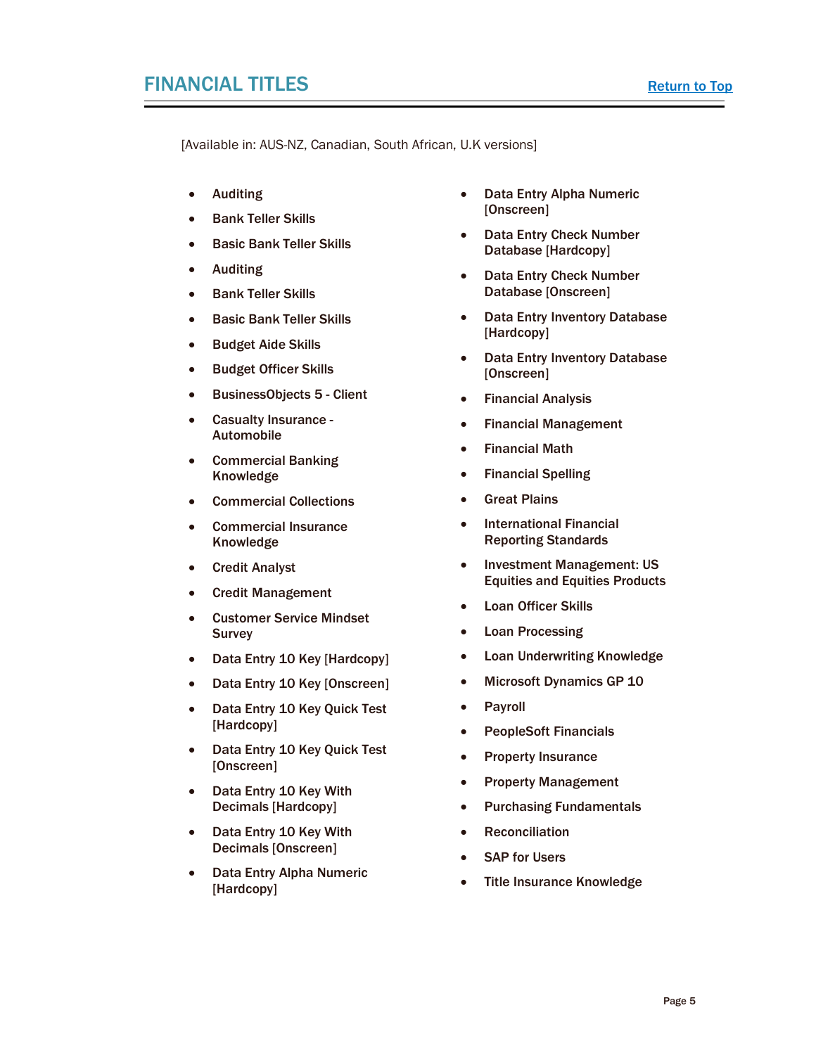## FINANCIAL TITLES

[Return to Top]

[Available in: AUS-NZ, Canadian, South African, U.K versions]

- Auditing
- Bank Teller Skills
- Basic Bank Teller Skills
- Auditing
- Bank Teller Skills
- Basic Bank Teller Skills
- Budget Aide Skills
- Budget Officer Skills
- BusinessObjects 5 - Client
- Casualty Insurance - Automobile
- Commercial Banking Knowledge
- Commercial Collections
- Commercial Insurance Knowledge
- Credit Analyst
- Credit Management
- Customer Service Mindset Survey
- Data Entry 10 Key [Hardcopy]
- Data Entry 10 Key [Onscreen]
- Data Entry 10 Key Quick Test [Hardcopy]
- Data Entry 10 Key Quick Test [Onscreen]
- Data Entry 10 Key With Decimals [Hardcopy]
- Data Entry 10 Key With Decimals [Onscreen]
- Data Entry Alpha Numeric [Hardcopy]
- Data Entry Alpha Numeric [Onscreen]
- Data Entry Check Number Database [Hardcopy]
- Data Entry Check Number Database [Onscreen]
- Data Entry Inventory Database [Hardcopy]
- Data Entry Inventory Database [Onscreen]
- Financial Analysis
- Financial Management
- Financial Math
- Financial Spelling
- Great Plains
- International Financial Reporting Standards
- Investment Management: US Equities and Equities Products
- Loan Officer Skills
- Loan Processing
- Loan Underwriting Knowledge
- Microsoft Dynamics GP 10
- Payroll
- PeopleSoft Financials
- Property Insurance
- Property Management
- Purchasing Fundamentals
- Reconciliation
- SAP for Users
- Title Insurance Knowledge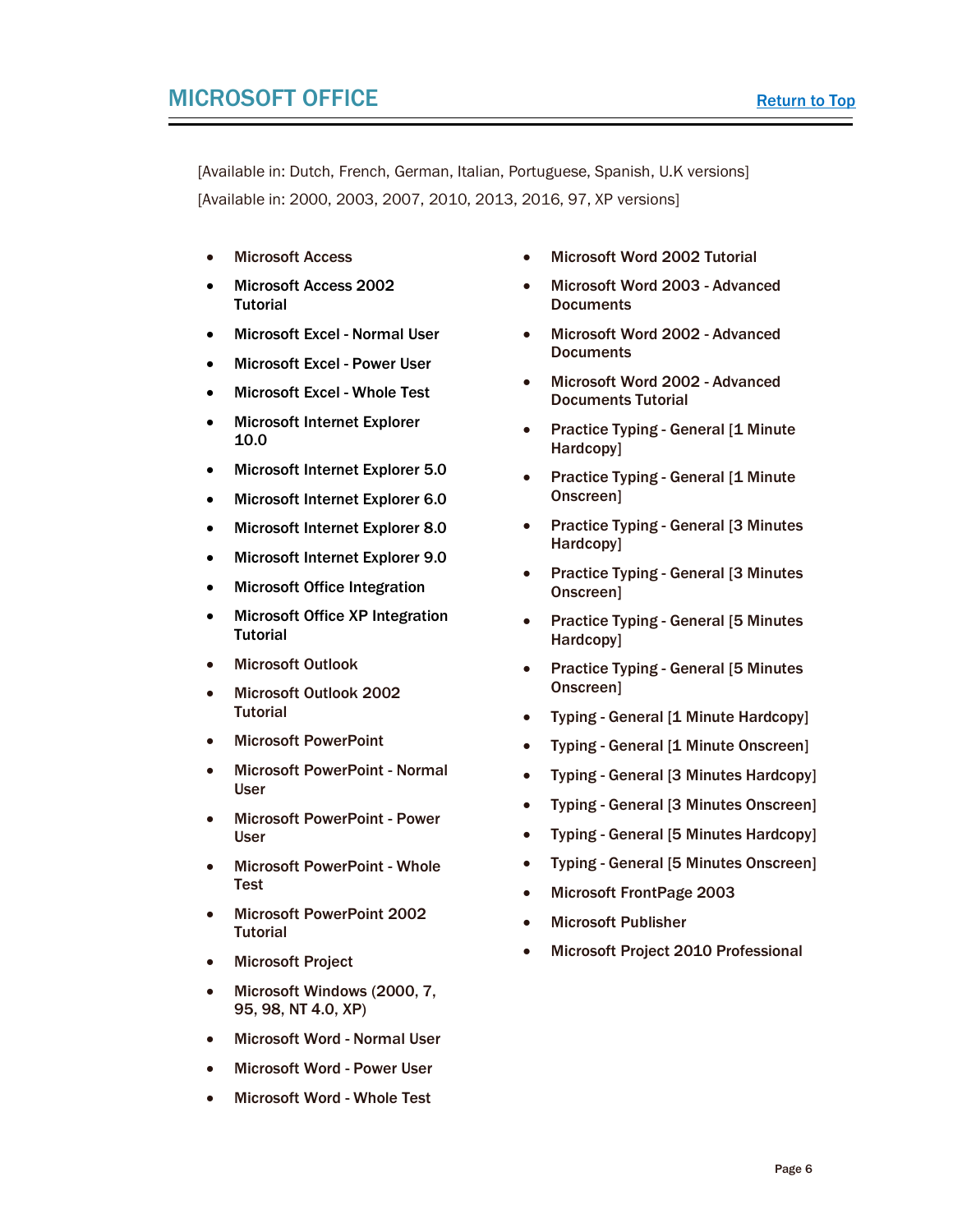## MICROSOFT OFFICE

[Return to Top](#)

[Available in: Dutch, French, German, Italian, Portuguese, Spanish, U.K versions]
[Available in: 2000, 2003, 2007, 2010, 2013, 2016, 97, XP versions]

- Microsoft Access
- Microsoft Access 2002 Tutorial
- Microsoft Excel - Normal User
- Microsoft Excel - Power User
- Microsoft Excel - Whole Test
- Microsoft Internet Explorer 10.0
- Microsoft Internet Explorer 5.0
- Microsoft Internet Explorer 6.0
- Microsoft Internet Explorer 8.0
- Microsoft Internet Explorer 9.0
- Microsoft Office Integration
- Microsoft Office XP Integration Tutorial
- Microsoft Outlook
- Microsoft Outlook 2002 Tutorial
- Microsoft PowerPoint
- Microsoft PowerPoint - Normal User
- Microsoft PowerPoint - Power User
- Microsoft PowerPoint - Whole Test
- Microsoft PowerPoint 2002 Tutorial
- Microsoft Project
- Microsoft Windows (2000, 7, 95, 98, NT 4.0, XP)
- Microsoft Word - Normal User
- Microsoft Word - Power User
- Microsoft Word - Whole Test
- Microsoft Word 2002 Tutorial
- Microsoft Word 2003 - Advanced Documents
- Microsoft Word 2002 - Advanced Documents
- Microsoft Word 2002 - Advanced Documents Tutorial
- Practice Typing - General [1 Minute Hardcopy]
- Practice Typing - General [1 Minute Onscreen]
- Practice Typing - General [3 Minutes Hardcopy]
- Practice Typing - General [3 Minutes Onscreen]
- Practice Typing - General [5 Minutes Hardcopy]
- Practice Typing - General [5 Minutes Onscreen]
- Typing - General [1 Minute Hardcopy]
- Typing - General [1 Minute Onscreen]
- Typing - General [3 Minutes Hardcopy]
- Typing - General [3 Minutes Onscreen]
- Typing - General [5 Minutes Hardcopy]
- Typing - General [5 Minutes Onscreen]
- Microsoft FrontPage 2003
- Microsoft Publisher
- Microsoft Project 2010 Professional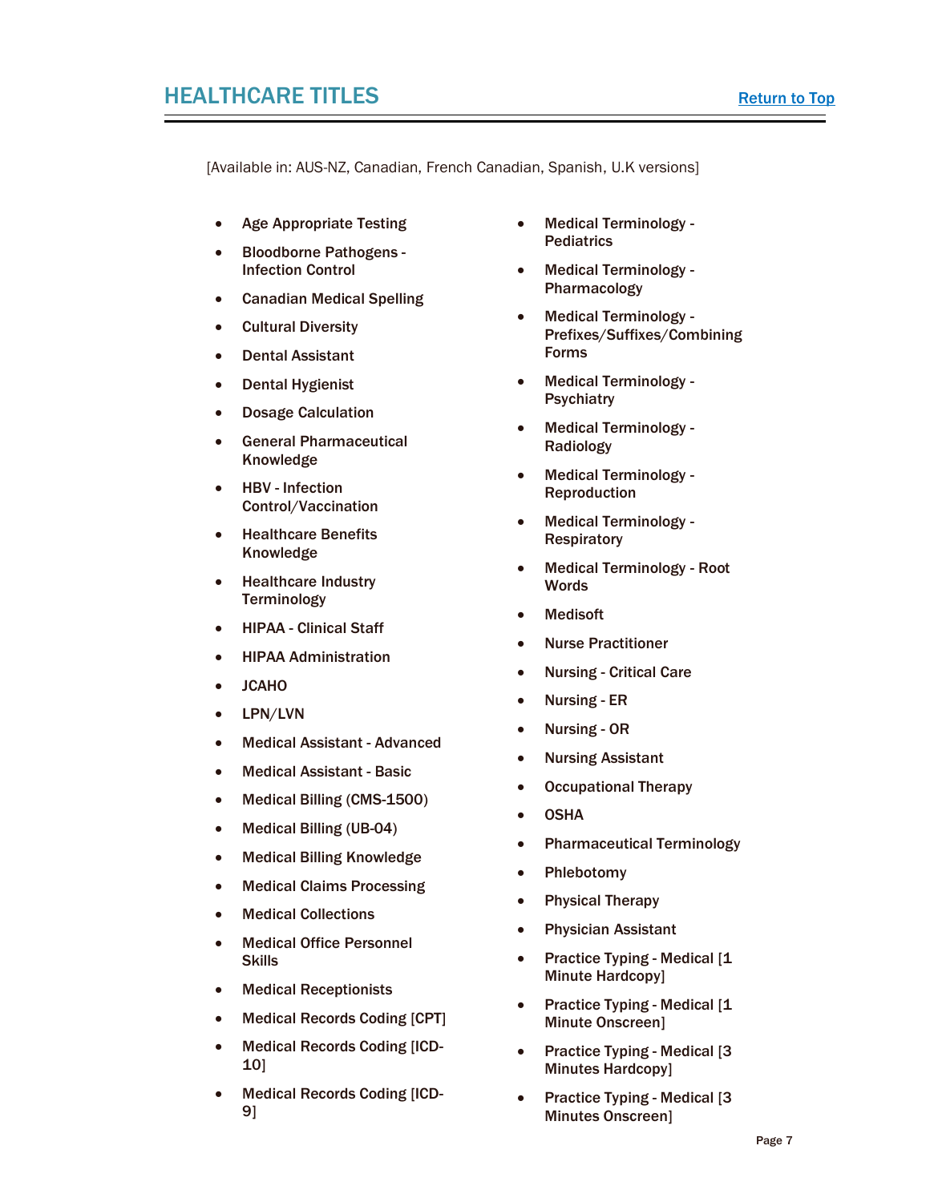## HEALTHCARE TITLES

[Return to Top]

[Available in: AUS-NZ, Canadian, French Canadian, Spanish, U.K versions]

- Age Appropriate Testing
- Bloodborne Pathogens - Infection Control
- Canadian Medical Spelling
- Cultural Diversity
- Dental Assistant
- Dental Hygienist
- Dosage Calculation
- General Pharmaceutical Knowledge
- HBV - Infection Control/Vaccination
- Healthcare Benefits Knowledge
- Healthcare Industry Terminology
- HIPAA - Clinical Staff
- HIPAA Administration
- JCAHO
- LPN/LVN
- Medical Assistant - Advanced
- Medical Assistant - Basic
- Medical Billing (CMS-1500)
- Medical Billing (UB-04)
- Medical Billing Knowledge
- Medical Claims Processing
- Medical Collections
- Medical Office Personnel Skills
- Medical Receptionists
- Medical Records Coding [CPT]
- Medical Records Coding [ICD-10]
- Medical Records Coding [ICD-9]
- Medical Terminology - Pediatrics
- Medical Terminology - Pharmacology
- Medical Terminology - Prefixes/Suffixes/Combining Forms
- Medical Terminology - Psychiatry
- Medical Terminology - Radiology
- Medical Terminology - Reproduction
- Medical Terminology - Respiratory
- Medical Terminology - Root Words
- Medisoft
- Nurse Practitioner
- Nursing - Critical Care
- Nursing - ER
- Nursing - OR
- Nursing Assistant
- Occupational Therapy
- OSHA
- Pharmaceutical Terminology
- Phlebotomy
- Physical Therapy
- Physician Assistant
- Practice Typing - Medical [1 Minute Hardcopy]
- Practice Typing - Medical [1 Minute Onscreen]
- Practice Typing - Medical [3 Minutes Hardcopy]
- Practice Typing - Medical [3 Minutes Onscreen]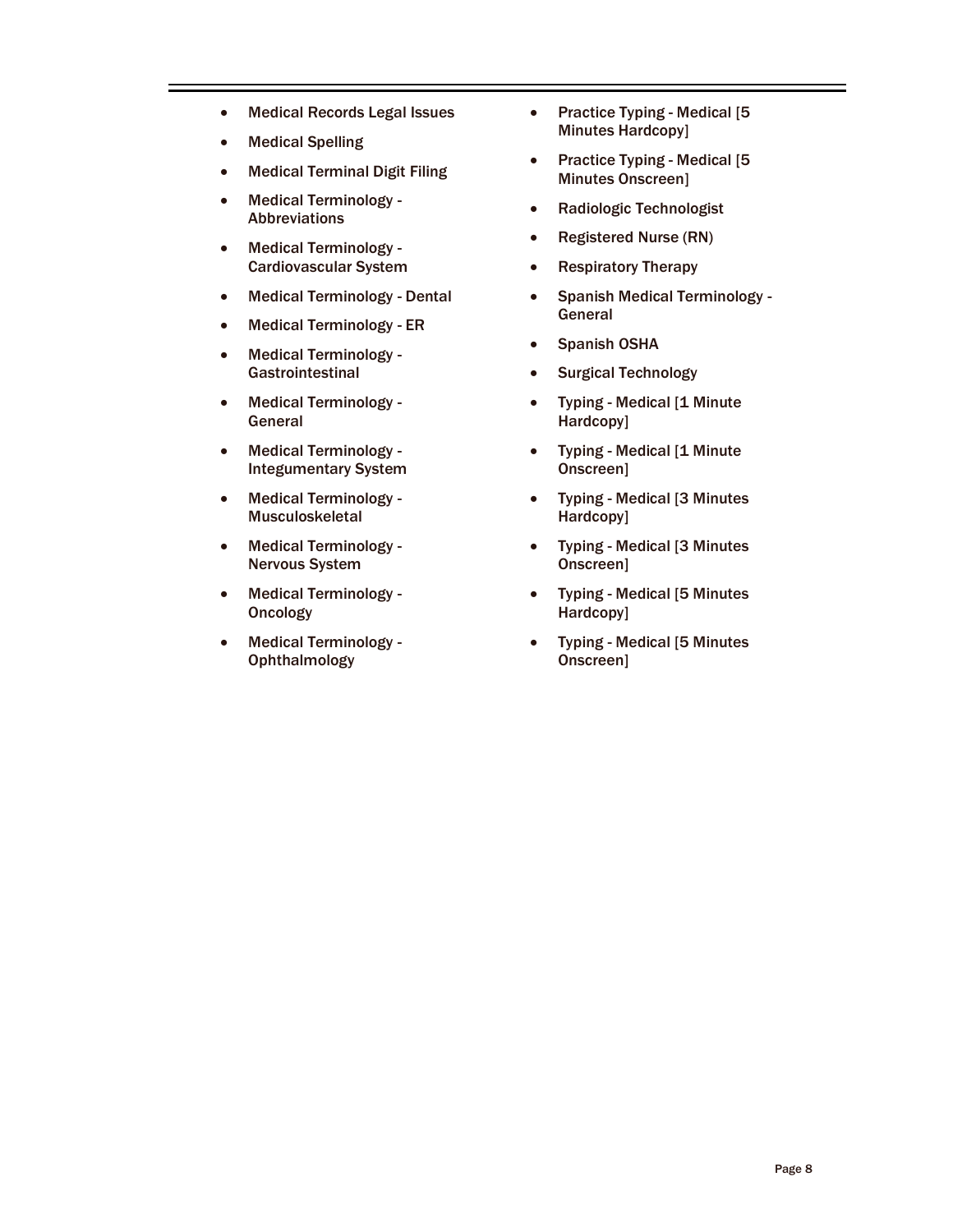- Medical Records Legal Issues
- Medical Spelling
- Medical Terminal Digit Filing
- Medical Terminology - Abbreviations
- Medical Terminology - Cardiovascular System
- Medical Terminology - Dental
- Medical Terminology - ER
- Medical Terminology - Gastrointestinal
- Medical Terminology - General
- Medical Terminology - Integumentary System
- Medical Terminology - Musculoskeletal
- Medical Terminology - Nervous System
- Medical Terminology - Oncology
- Medical Terminology - Ophthalmology
- Practice Typing - Medical [5 Minutes Hardcopy]
- Practice Typing - Medical [5 Minutes Onscreen]
- Radiologic Technologist
- Registered Nurse (RN)
- Respiratory Therapy
- Spanish Medical Terminology - General
- Spanish OSHA
- Surgical Technology
- Typing - Medical [1 Minute Hardcopy]
- Typing - Medical [1 Minute Onscreen]
- Typing - Medical [3 Minutes Hardcopy]
- Typing - Medical [3 Minutes Onscreen]
- Typing - Medical [5 Minutes Hardcopy]
- Typing - Medical [5 Minutes Onscreen]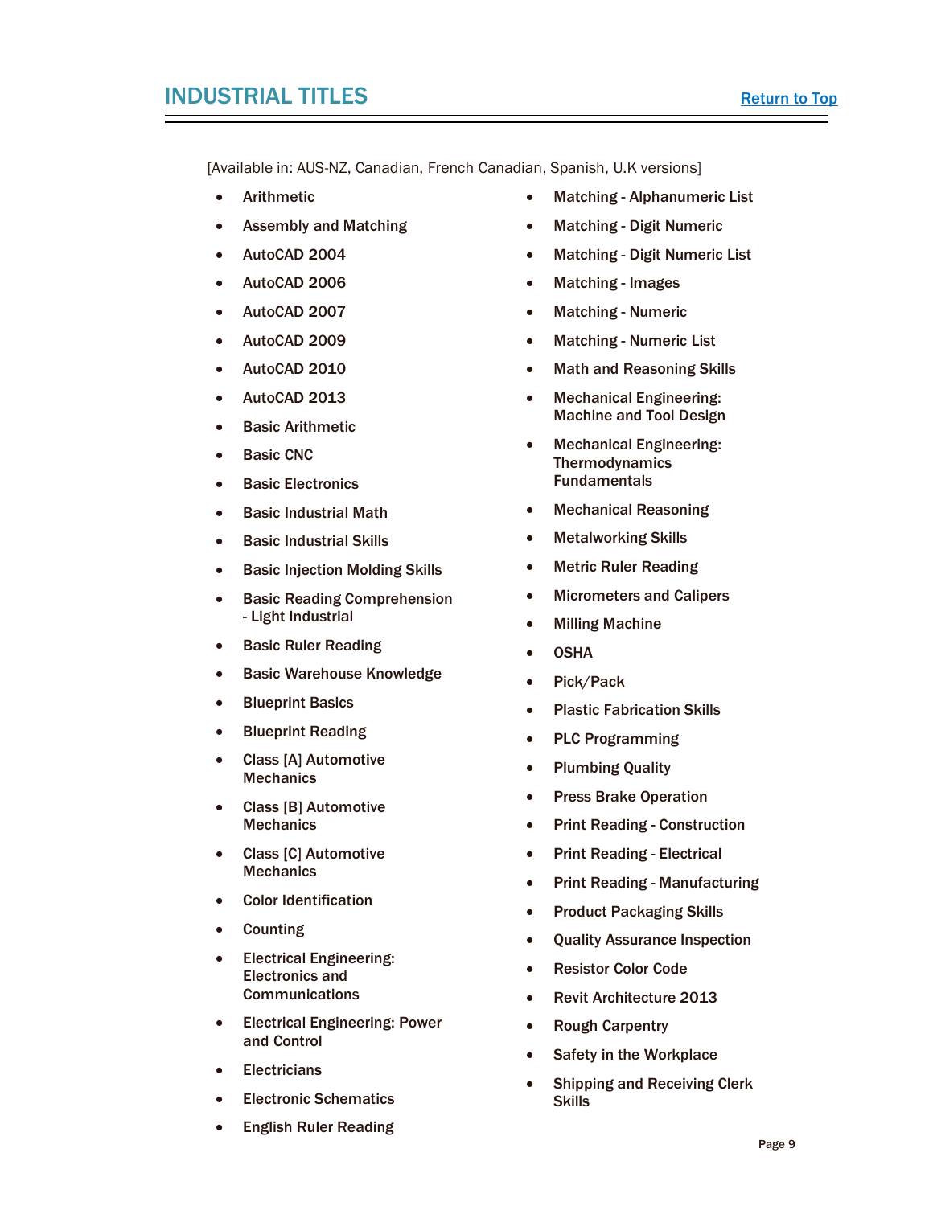## INDUSTRIAL TITLES

[Return to Top](#)

[Available in: AUS-NZ, Canadian, French Canadian, Spanish, U.K versions]

- Arithmetic
- Assembly and Matching
- AutoCAD 2004
- AutoCAD 2006
- AutoCAD 2007
- AutoCAD 2009
- AutoCAD 2010
- AutoCAD 2013
- Basic Arithmetic
- Basic CNC
- Basic Electronics
- Basic Industrial Math
- Basic Industrial Skills
- Basic Injection Molding Skills
- Basic Reading Comprehension - Light Industrial
- Basic Ruler Reading
- Basic Warehouse Knowledge
- Blueprint Basics
- Blueprint Reading
- Class [A] Automotive Mechanics
- Class [B] Automotive Mechanics
- Class [C] Automotive Mechanics
- Color Identification
- Counting
- Electrical Engineering: Electronics and Communications
- Electrical Engineering: Power and Control
- Electricians
- Electronic Schematics
- English Ruler Reading
- Matching - Alphanumeric List
- Matching - Digit Numeric
- Matching - Digit Numeric List
- Matching - Images
- Matching - Numeric
- Matching - Numeric List
- Math and Reasoning Skills
- Mechanical Engineering: Machine and Tool Design
- Mechanical Engineering: Thermodynamics Fundamentals
- Mechanical Reasoning
- Metalworking Skills
- Metric Ruler Reading
- Micrometers and Calipers
- Milling Machine
- OSHA
- Pick/Pack
- Plastic Fabrication Skills
- PLC Programming
- Plumbing Quality
- Press Brake Operation
- Print Reading - Construction
- Print Reading - Electrical
- Print Reading - Manufacturing
- Product Packaging Skills
- Quality Assurance Inspection
- Resistor Color Code
- Revit Architecture 2013
- Rough Carpentry
- Safety in the Workplace
- Shipping and Receiving Clerk Skills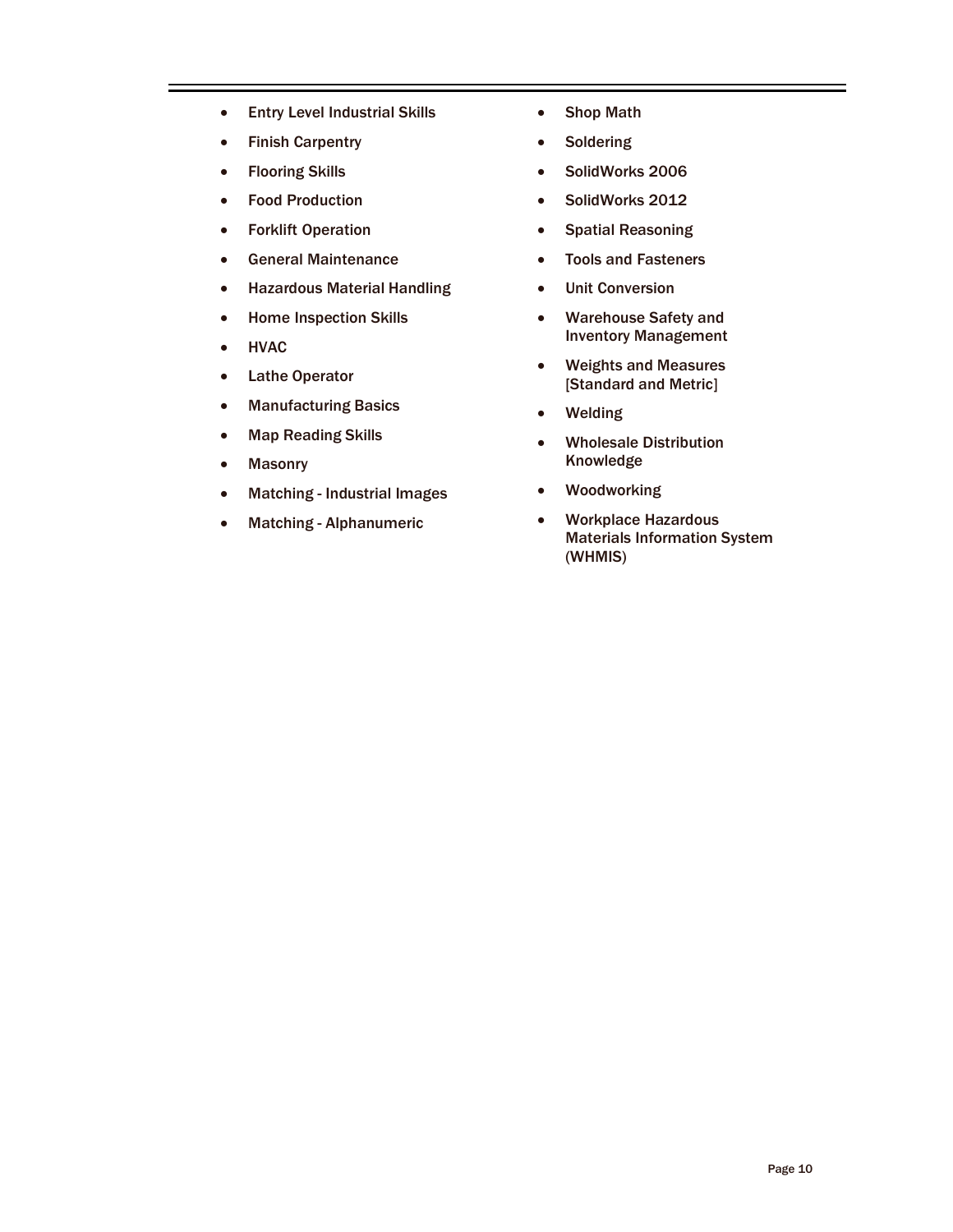- Entry Level Industrial Skills
- Finish Carpentry
- Flooring Skills
- Food Production
- Forklift Operation
- General Maintenance
- Hazardous Material Handling
- Home Inspection Skills
- HVAC
- Lathe Operator
- Manufacturing Basics
- Map Reading Skills
- Masonry
- Matching - Industrial Images
- Matching - Alphanumeric
- Shop Math
- Soldering
- SolidWorks 2006
- SolidWorks 2012
- Spatial Reasoning
- Tools and Fasteners
- Unit Conversion
- Warehouse Safety and Inventory Management
- Weights and Measures [Standard and Metric]
- Welding
- Wholesale Distribution Knowledge
- Woodworking
- Workplace Hazardous Materials Information System (WHMIS)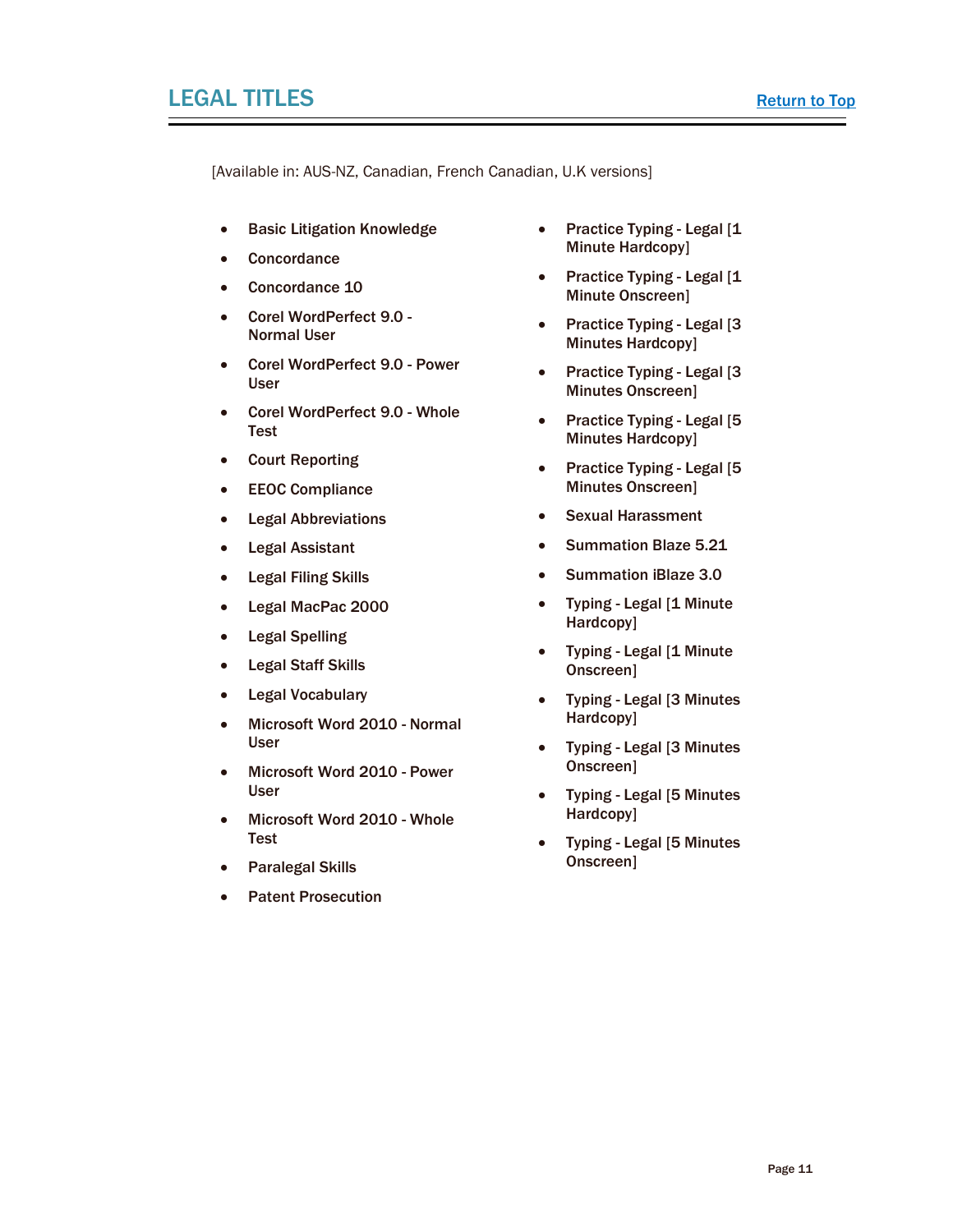## LEGAL TITLES

[Return to Top]

[Available in: AUS-NZ, Canadian, French Canadian, U.K versions]

- Basic Litigation Knowledge
- Concordance
- Concordance 10
- Corel WordPerfect 9.0 - Normal User
- Corel WordPerfect 9.0 - Power User
- Corel WordPerfect 9.0 - Whole Test
- Court Reporting
- EEOC Compliance
- Legal Abbreviations
- Legal Assistant
- Legal Filing Skills
- Legal MacPac 2000
- Legal Spelling
- Legal Staff Skills
- Legal Vocabulary
- Microsoft Word 2010 - Normal User
- Microsoft Word 2010 - Power User
- Microsoft Word 2010 - Whole Test
- Paralegal Skills
- Patent Prosecution
- Practice Typing - Legal [1 Minute Hardcopy]
- Practice Typing - Legal [1 Minute Onscreen]
- Practice Typing - Legal [3 Minutes Hardcopy]
- Practice Typing - Legal [3 Minutes Onscreen]
- Practice Typing - Legal [5 Minutes Hardcopy]
- Practice Typing - Legal [5 Minutes Onscreen]
- Sexual Harassment
- Summation Blaze 5.21
- Summation iBlaze 3.0
- Typing - Legal [1 Minute Hardcopy]
- Typing - Legal [1 Minute Onscreen]
- Typing - Legal [3 Minutes Hardcopy]
- Typing - Legal [3 Minutes Onscreen]
- Typing - Legal [5 Minutes Hardcopy]
- Typing - Legal [5 Minutes Onscreen]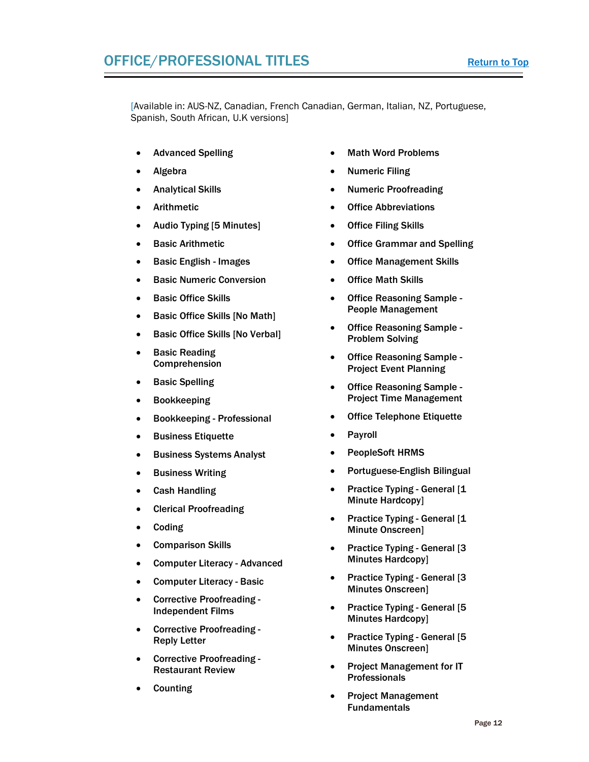## OFFICE/PROFESSIONAL TITLES

Return to Top

[Available in: AUS-NZ, Canadian, French Canadian, German, Italian, NZ, Portuguese, Spanish, South African, U.K versions]

- **Advanced Spelling**
- **Algebra**
- **Analytical Skills**
- **Arithmetic**
- **Audio Typing [5 Minutes]**
- **Basic Arithmetic**
- **Basic English - Images**
- **Basic Numeric Conversion**
- **Basic Office Skills**
- **Basic Office Skills [No Math]**
- **Basic Office Skills [No Verbal]**
- **Basic Reading Comprehension**
- **Basic Spelling**
- **Bookkeeping**
- **Bookkeeping - Professional**
- **Business Etiquette**
- **Business Systems Analyst**
- **Business Writing**
- **Cash Handling**
- **Clerical Proofreading**
- **Coding**
- **Comparison Skills**
- **Computer Literacy - Advanced**
- **Computer Literacy - Basic**
- **Corrective Proofreading - Independent Films**
- **Corrective Proofreading - Reply Letter**
- **Corrective Proofreading - Restaurant Review**
- **Counting**
- **Math Word Problems**
- **Numeric Filing**
- **Numeric Proofreading**
- **Office Abbreviations**
- **Office Filing Skills**
- **Office Grammar and Spelling**
- **Office Management Skills**
- **Office Math Skills**
- **Office Reasoning Sample - People Management**
- **Office Reasoning Sample - Problem Solving**
- **Office Reasoning Sample - Project Event Planning**
- **Office Reasoning Sample - Project Time Management**
- **Office Telephone Etiquette**
- **Payroll**
- **PeopleSoft HRMS**
- **Portuguese-English Bilingual**
- **Practice Typing - General [1 Minute Hardcopy]**
- **Practice Typing - General [1 Minute Onscreen]**
- **Practice Typing - General [3 Minutes Hardcopy]**
- **Practice Typing - General [3 Minutes Onscreen]**
- **Practice Typing - General [5 Minutes Hardcopy]**
- **Practice Typing - General [5 Minutes Onscreen]**
- **Project Management for IT Professionals**
- **Project Management Fundamentals**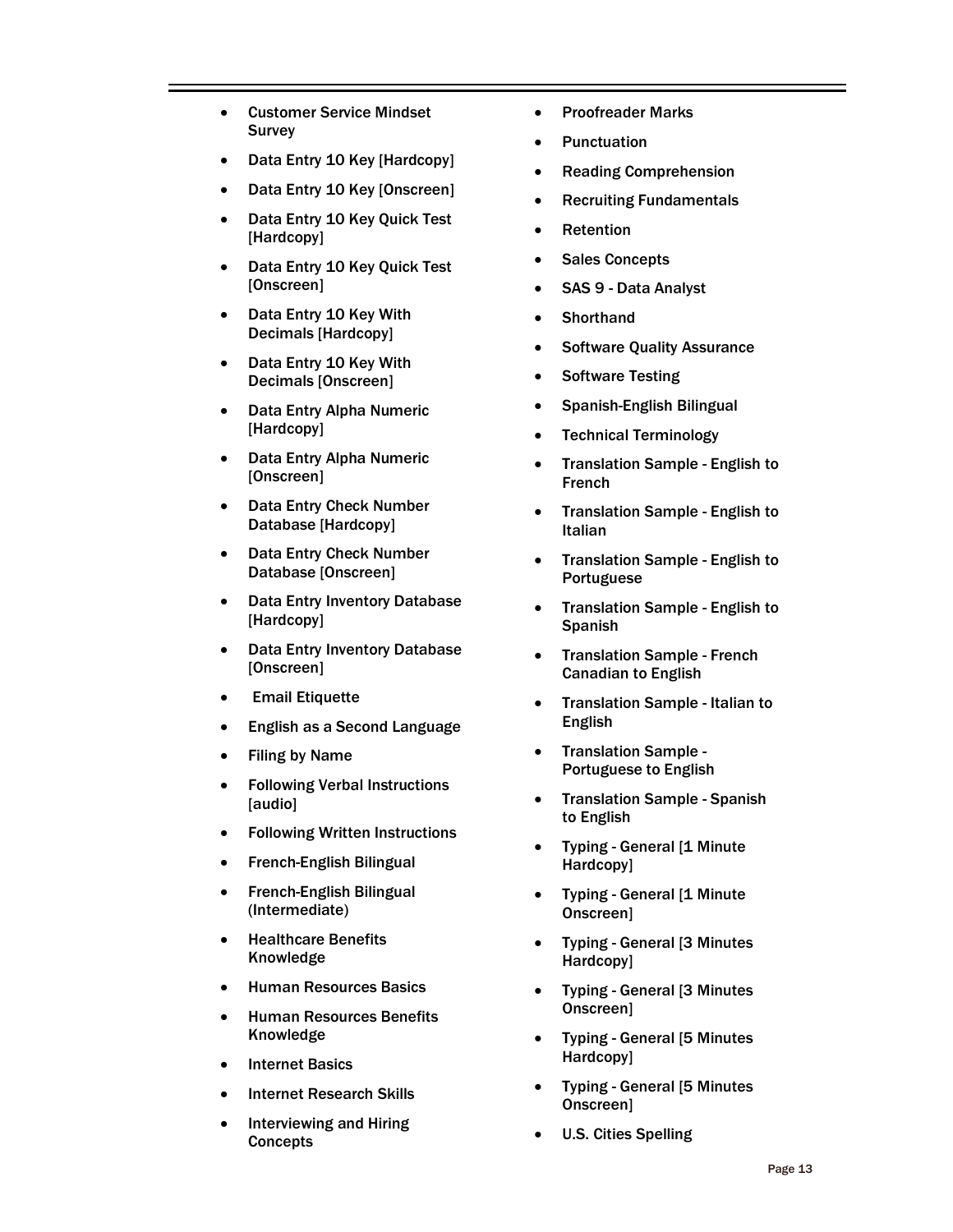- Customer Service Mindset Survey
- Data Entry 10 Key [Hardcopy]
- Data Entry 10 Key [Onscreen]
- Data Entry 10 Key Quick Test [Hardcopy]
- Data Entry 10 Key Quick Test [Onscreen]
- Data Entry 10 Key With Decimals [Hardcopy]
- Data Entry 10 Key With Decimals [Onscreen]
- Data Entry Alpha Numeric [Hardcopy]
- Data Entry Alpha Numeric [Onscreen]
- Data Entry Check Number Database [Hardcopy]
- Data Entry Check Number Database [Onscreen]
- Data Entry Inventory Database [Hardcopy]
- Data Entry Inventory Database [Onscreen]
- Email Etiquette
- English as a Second Language
- Filing by Name
- Following Verbal Instructions [audio]
- Following Written Instructions
- French-English Bilingual
- French-English Bilingual (Intermediate)
- Healthcare Benefits Knowledge
- Human Resources Basics
- Human Resources Benefits Knowledge
- Internet Basics
- Internet Research Skills
- Interviewing and Hiring Concepts
- Proofreader Marks
- Punctuation
- Reading Comprehension
- Recruiting Fundamentals
- Retention
- Sales Concepts
- SAS 9 - Data Analyst
- Shorthand
- Software Quality Assurance
- Software Testing
- Spanish-English Bilingual
- Technical Terminology
- Translation Sample - English to French
- Translation Sample - English to Italian
- Translation Sample - English to Portuguese
- Translation Sample - English to Spanish
- Translation Sample - French Canadian to English
- Translation Sample - Italian to English
- Translation Sample - Portuguese to English
- Translation Sample - Spanish to English
- Typing - General [1 Minute Hardcopy]
- Typing - General [1 Minute Onscreen]
- Typing - General [3 Minutes Hardcopy]
- Typing - General [3 Minutes Onscreen]
- Typing - General [5 Minutes Hardcopy]
- Typing - General [5 Minutes Onscreen]
- U.S. Cities Spelling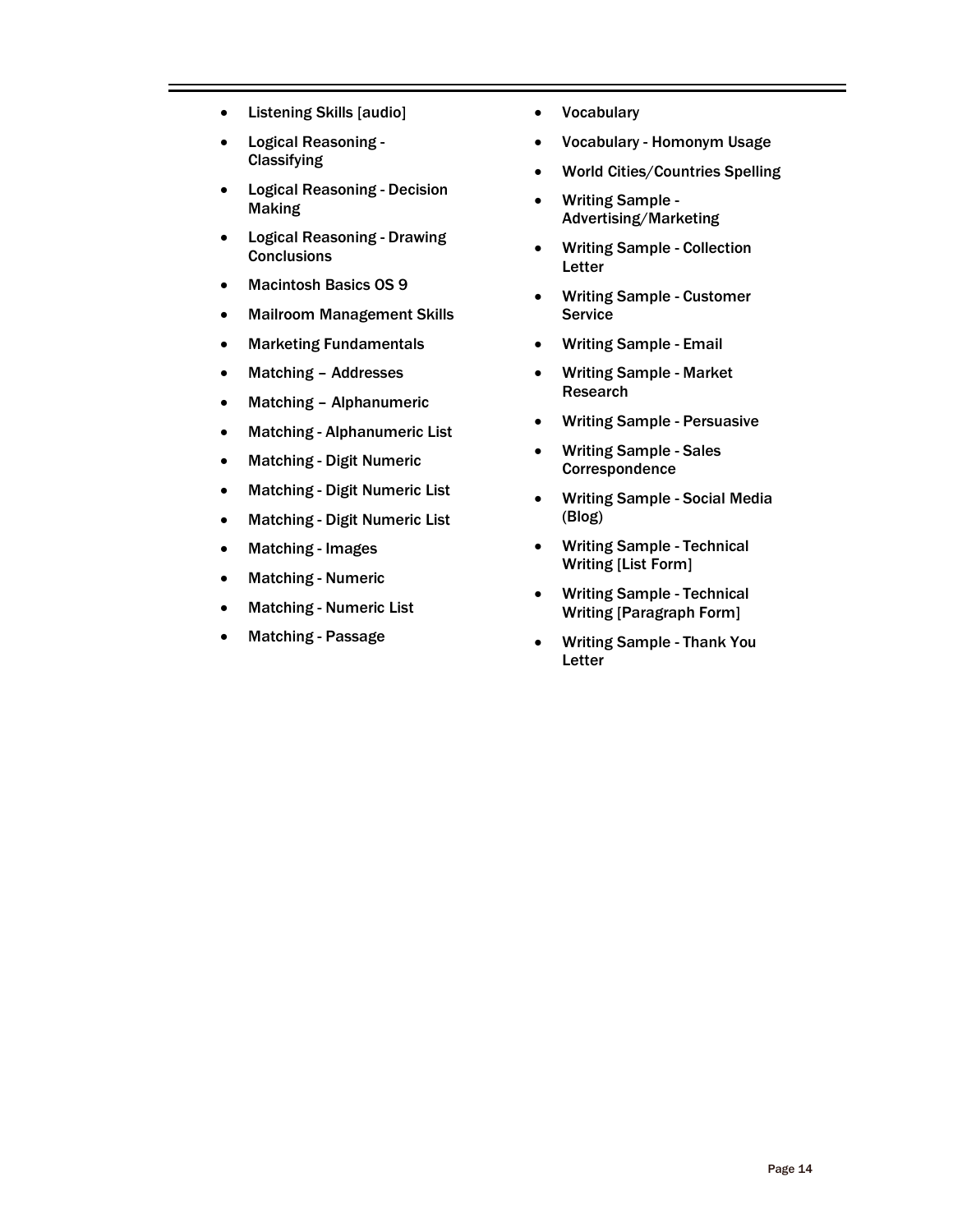- Listening Skills [audio]
- Logical Reasoning - Classifying
- Logical Reasoning - Decision Making
- Logical Reasoning - Drawing Conclusions
- Macintosh Basics OS 9
- Mailroom Management Skills
- Marketing Fundamentals
- Matching – Addresses
- Matching – Alphanumeric
- Matching - Alphanumeric List
- Matching - Digit Numeric
- Matching - Digit Numeric List
- Matching - Digit Numeric List
- Matching - Images
- Matching - Numeric
- Matching - Numeric List
- Matching - Passage
- Vocabulary
- Vocabulary - Homonym Usage
- World Cities/Countries Spelling
- Writing Sample - Advertising/Marketing
- Writing Sample - Collection Letter
- Writing Sample - Customer Service
- Writing Sample - Email
- Writing Sample - Market Research
- Writing Sample - Persuasive
- Writing Sample - Sales Correspondence
- Writing Sample - Social Media (Blog)
- Writing Sample - Technical Writing [List Form]
- Writing Sample - Technical Writing [Paragraph Form]
- Writing Sample - Thank You Letter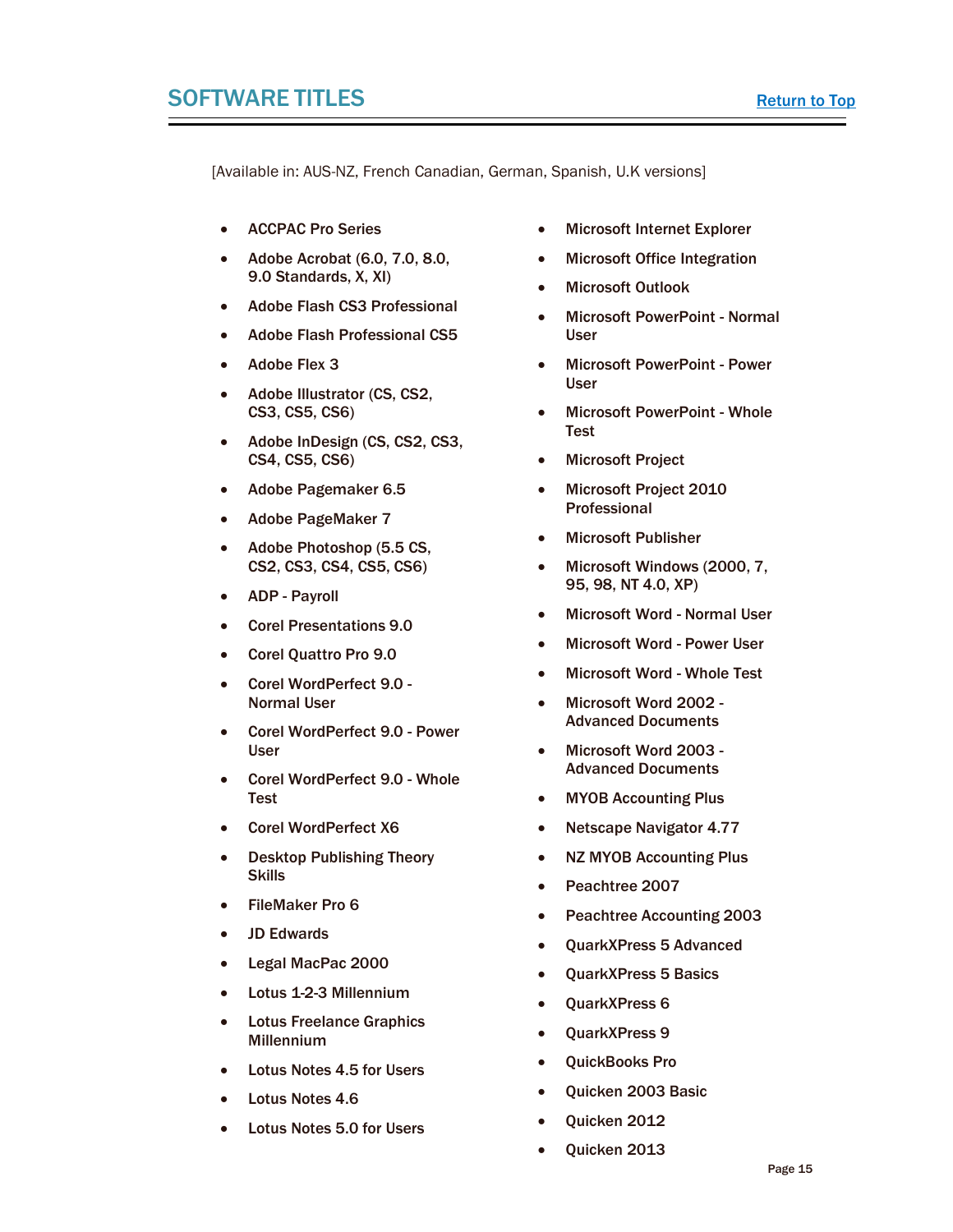## SOFTWARE TITLES

[Return to Top]

[Available in: AUS-NZ, French Canadian, German, Spanish, U.K versions]

- ACCPAC Pro Series
- Adobe Acrobat (6.0, 7.0, 8.0, 9.0 Standards, X, XI)
- Adobe Flash CS3 Professional
- Adobe Flash Professional CS5
- Adobe Flex 3
- Adobe Illustrator (CS, CS2, CS3, CS5, CS6)
- Adobe InDesign (CS, CS2, CS3, CS4, CS5, CS6)
- Adobe Pagemaker 6.5
- Adobe PageMaker 7
- Adobe Photoshop (5.5 CS, CS2, CS3, CS4, CS5, CS6)
- ADP - Payroll
- Corel Presentations 9.0
- Corel Quattro Pro 9.0
- Corel WordPerfect 9.0 - Normal User
- Corel WordPerfect 9.0 - Power User
- Corel WordPerfect 9.0 - Whole Test
- Corel WordPerfect X6
- Desktop Publishing Theory Skills
- FileMaker Pro 6
- JD Edwards
- Legal MacPac 2000
- Lotus 1-2-3 Millennium
- Lotus Freelance Graphics Millennium
- Lotus Notes 4.5 for Users
- Lotus Notes 4.6
- Lotus Notes 5.0 for Users
- Microsoft Internet Explorer
- Microsoft Office Integration
- Microsoft Outlook
- Microsoft PowerPoint - Normal User
- Microsoft PowerPoint - Power User
- Microsoft PowerPoint - Whole Test
- Microsoft Project
- Microsoft Project 2010 Professional
- Microsoft Publisher
- Microsoft Windows (2000, 7, 95, 98, NT 4.0, XP)
- Microsoft Word - Normal User
- Microsoft Word - Power User
- Microsoft Word - Whole Test
- Microsoft Word 2002 - Advanced Documents
- Microsoft Word 2003 - Advanced Documents
- MYOB Accounting Plus
- Netscape Navigator 4.77
- NZ MYOB Accounting Plus
- Peachtree 2007
- Peachtree Accounting 2003
- QuarkXPress 5 Advanced
- QuarkXPress 5 Basics
- QuarkXPress 6
- QuarkXPress 9
- QuickBooks Pro
- Quicken 2003 Basic
- Quicken 2012
- Quicken 2013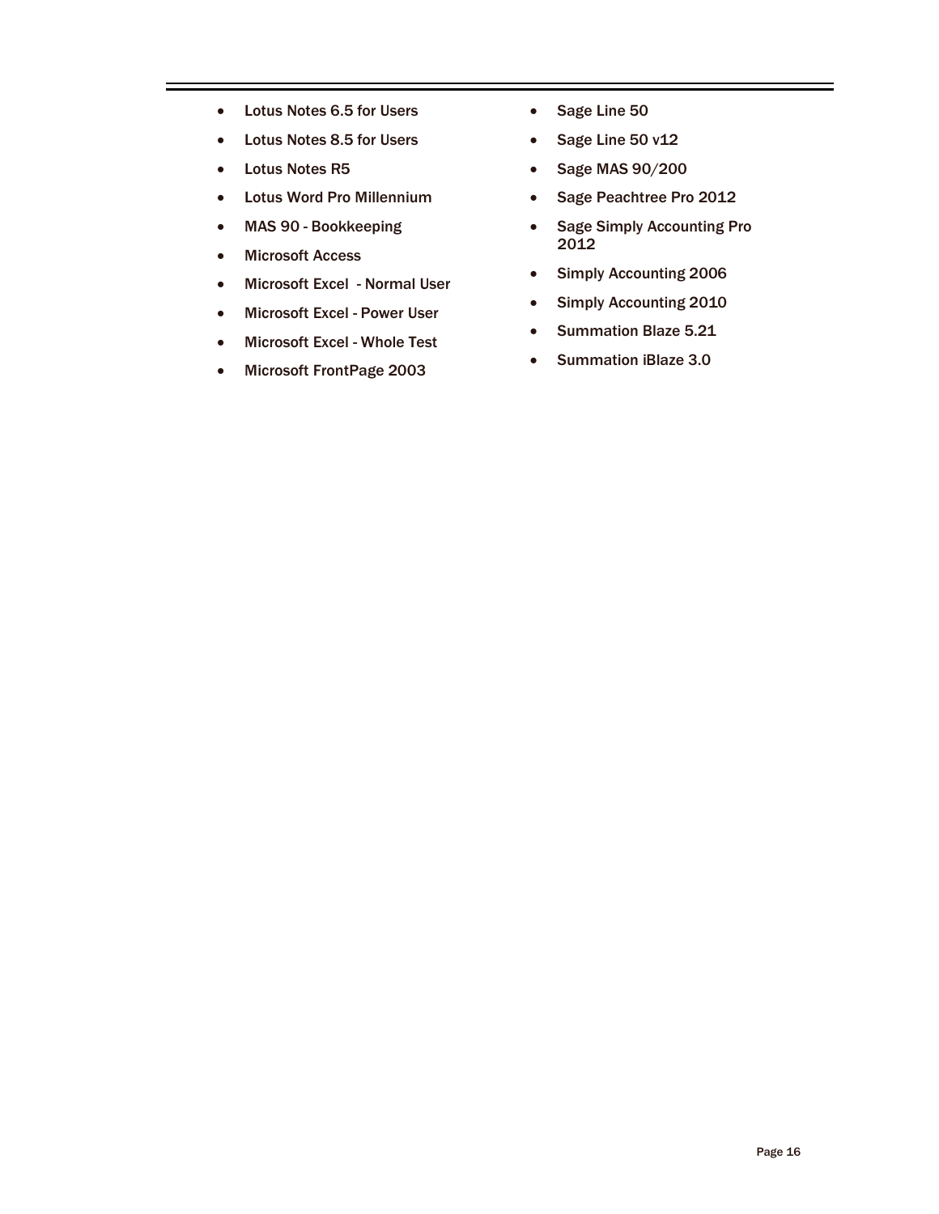- Lotus Notes 6.5 for Users
- Lotus Notes 8.5 for Users
- Lotus Notes R5
- Lotus Word Pro Millennium
- MAS 90 - Bookkeeping
- Microsoft Access
- Microsoft Excel - Normal User
- Microsoft Excel - Power User
- Microsoft Excel - Whole Test
- Microsoft FrontPage 2003
- Sage Line 50
- Sage Line 50 v12
- Sage MAS 90/200
- Sage Peachtree Pro 2012
- Sage Simply Accounting Pro 2012
- Simply Accounting 2006
- Simply Accounting 2010
- Summation Blaze 5.21
- Summation iBlaze 3.0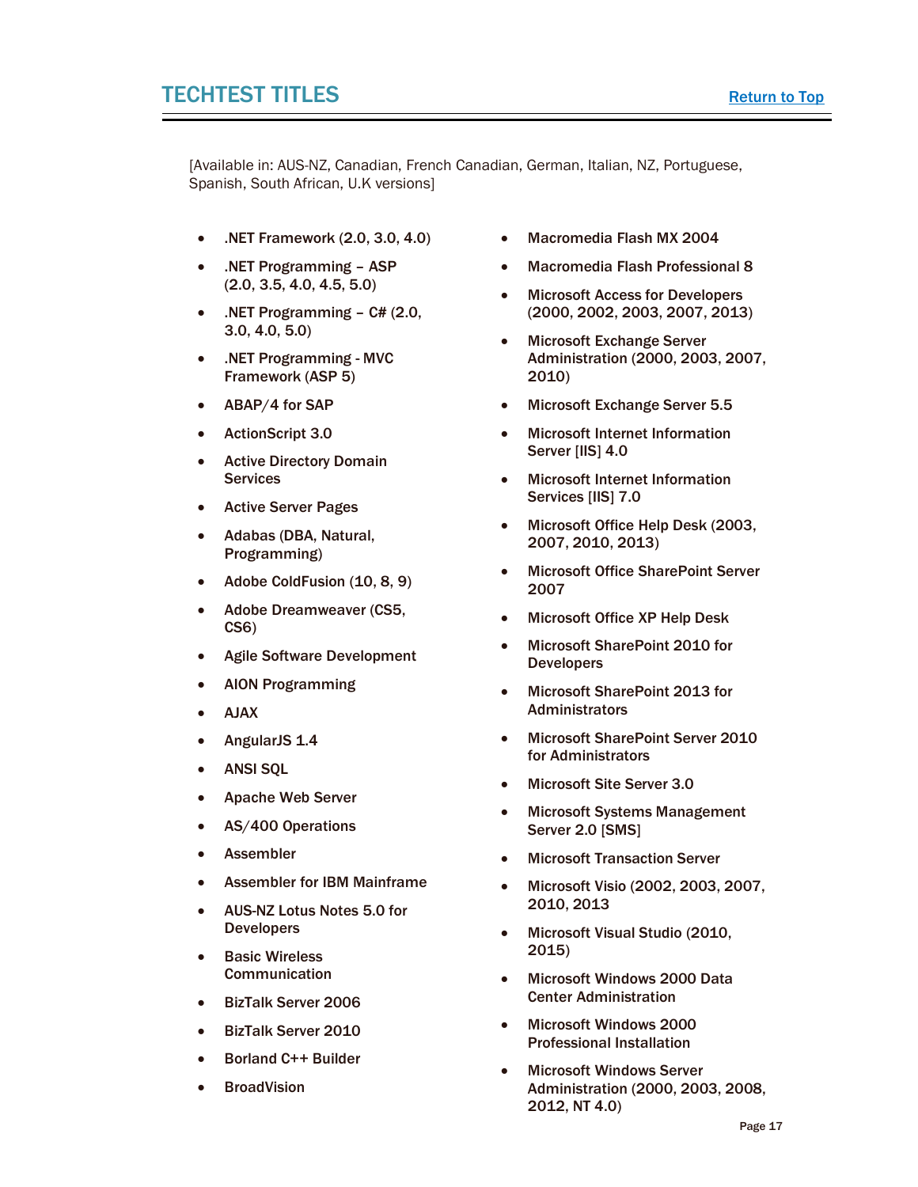## TECHTEST TITLES

[Return to Top]

[Available in: AUS-NZ, Canadian, French Canadian, German, Italian, NZ, Portuguese, Spanish, South African, U.K versions]

- .NET Framework (2.0, 3.0, 4.0)
- .NET Programming – ASP (2.0, 3.5, 4.0, 4.5, 5.0)
- .NET Programming – C# (2.0, 3.0, 4.0, 5.0)
- .NET Programming - MVC Framework (ASP 5)
- ABAP/4 for SAP
- ActionScript 3.0
- Active Directory Domain Services
- Active Server Pages
- Adabas (DBA, Natural, Programming)
- Adobe ColdFusion (10, 8, 9)
- Adobe Dreamweaver (CS5, CS6)
- Agile Software Development
- AION Programming
- AJAX
- AngularJS 1.4
- ANSI SQL
- Apache Web Server
- AS/400 Operations
- Assembler
- Assembler for IBM Mainframe
- AUS-NZ Lotus Notes 5.0 for Developers
- Basic Wireless Communication
- BizTalk Server 2006
- BizTalk Server 2010
- Borland C++ Builder
- BroadVision
- Macromedia Flash MX 2004
- Macromedia Flash Professional 8
- Microsoft Access for Developers (2000, 2002, 2003, 2007, 2013)
- Microsoft Exchange Server Administration (2000, 2003, 2007, 2010)
- Microsoft Exchange Server 5.5
- Microsoft Internet Information Server [IIS] 4.0
- Microsoft Internet Information Services [IIS] 7.0
- Microsoft Office Help Desk (2003, 2007, 2010, 2013)
- Microsoft Office SharePoint Server 2007
- Microsoft Office XP Help Desk
- Microsoft SharePoint 2010 for Developers
- Microsoft SharePoint 2013 for Administrators
- Microsoft SharePoint Server 2010 for Administrators
- Microsoft Site Server 3.0
- Microsoft Systems Management Server 2.0 [SMS]
- Microsoft Transaction Server
- Microsoft Visio (2002, 2003, 2007, 2010, 2013
- Microsoft Visual Studio (2010, 2015)
- Microsoft Windows 2000 Data Center Administration
- Microsoft Windows 2000 Professional Installation
- Microsoft Windows Server Administration (2000, 2003, 2008, 2012, NT 4.0)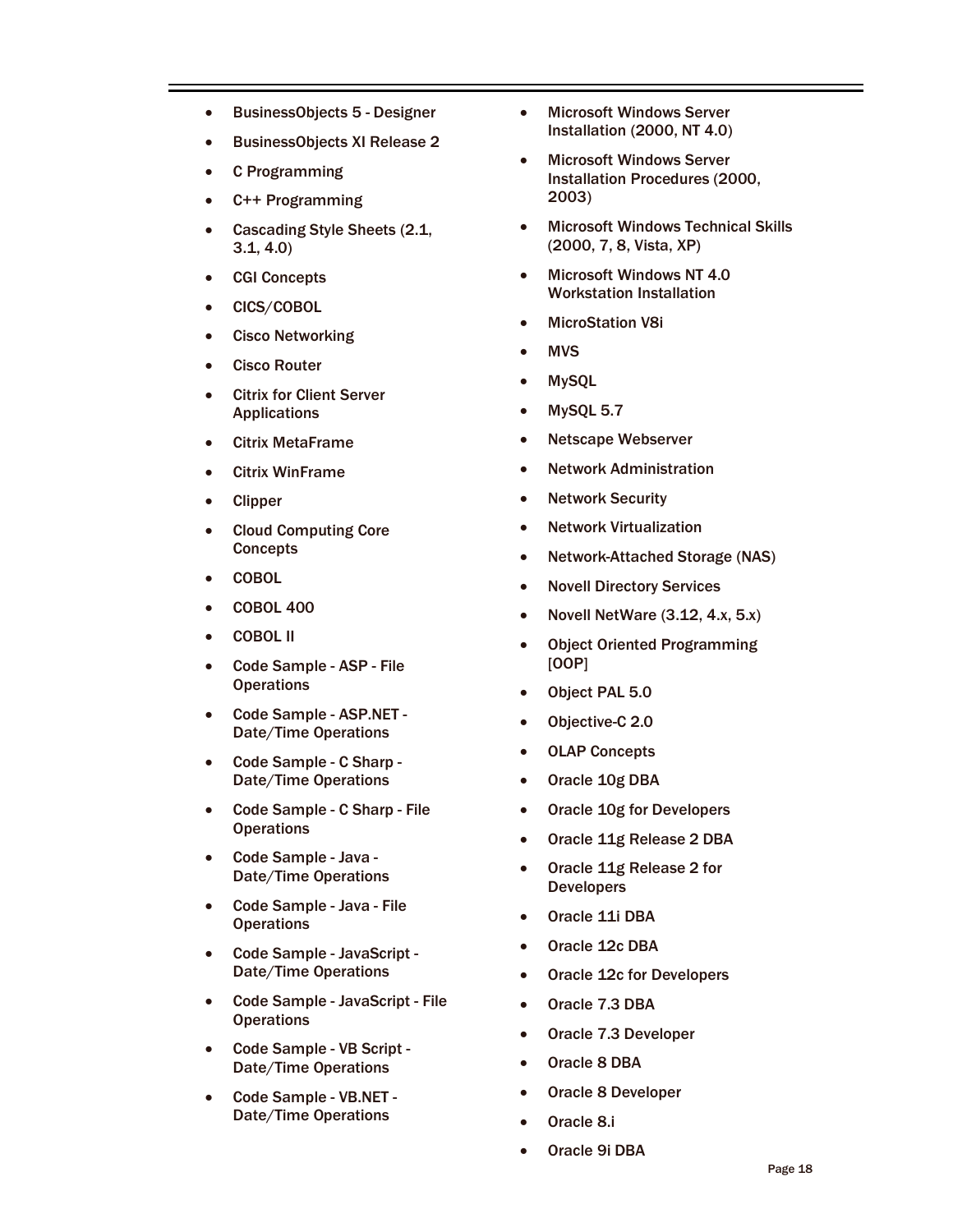- BusinessObjects 5 - Designer
- BusinessObjects XI Release 2
- C Programming
- C++ Programming
- Cascading Style Sheets (2.1, 3.1, 4.0)
- CGI Concepts
- CICS/COBOL
- Cisco Networking
- Cisco Router
- Citrix for Client Server Applications
- Citrix MetaFrame
- Citrix WinFrame
- Clipper
- Cloud Computing Core Concepts
- COBOL
- COBOL 400
- COBOL II
- Code Sample - ASP - File Operations
- Code Sample - ASP.NET - Date/Time Operations
- Code Sample - C Sharp - Date/Time Operations
- Code Sample - C Sharp - File Operations
- Code Sample - Java - Date/Time Operations
- Code Sample - Java - File Operations
- Code Sample - JavaScript - Date/Time Operations
- Code Sample - JavaScript - File Operations
- Code Sample - VB Script - Date/Time Operations
- Code Sample - VB.NET - Date/Time Operations
- Microsoft Windows Server Installation (2000, NT 4.0)
- Microsoft Windows Server Installation Procedures (2000, 2003)
- Microsoft Windows Technical Skills (2000, 7, 8, Vista, XP)
- Microsoft Windows NT 4.0 Workstation Installation
- MicroStation V8i
- MVS
- MySQL
- MySQL 5.7
- Netscape Webserver
- Network Administration
- Network Security
- Network Virtualization
- Network-Attached Storage (NAS)
- Novell Directory Services
- Novell NetWare (3.12, 4.x, 5.x)
- Object Oriented Programming [OOP]
- Object PAL 5.0
- Objective-C 2.0
- OLAP Concepts
- Oracle 10g DBA
- Oracle 10g for Developers
- Oracle 11g Release 2 DBA
- Oracle 11g Release 2 for Developers
- Oracle 11i DBA
- Oracle 12c DBA
- Oracle 12c for Developers
- Oracle 7.3 DBA
- Oracle 7.3 Developer
- Oracle 8 DBA
- Oracle 8 Developer
- Oracle 8.i
- Oracle 9i DBA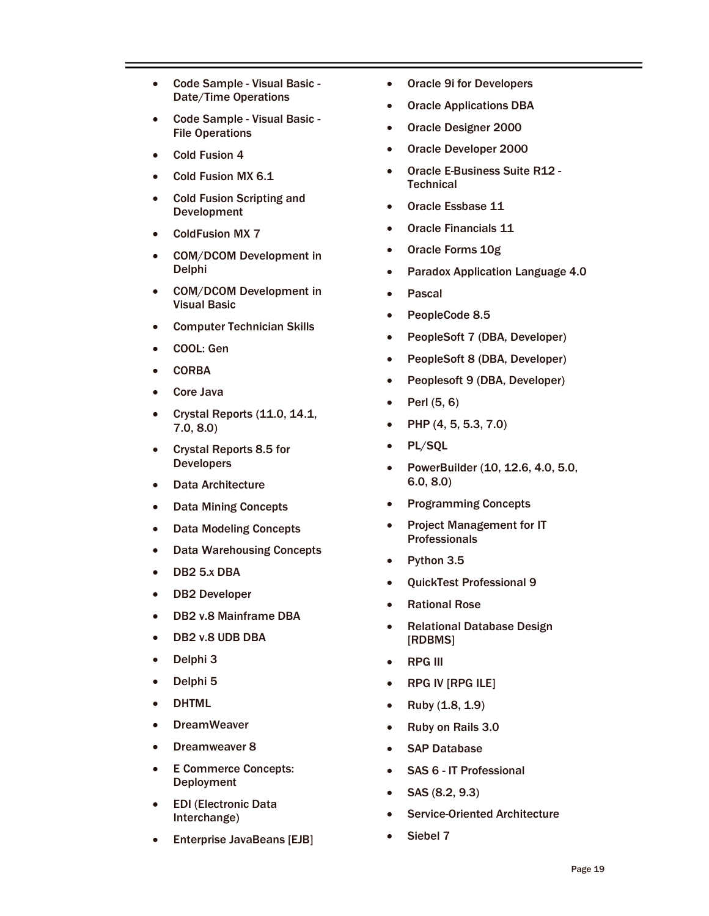- Code Sample - Visual Basic - Date/Time Operations
- Code Sample - Visual Basic - File Operations
- Cold Fusion 4
- Cold Fusion MX 6.1
- Cold Fusion Scripting and Development
- ColdFusion MX 7
- COM/DCOM Development in Delphi
- COM/DCOM Development in Visual Basic
- Computer Technician Skills
- COOL: Gen
- CORBA
- Core Java
- Crystal Reports (11.0, 14.1, 7.0, 8.0)
- Crystal Reports 8.5 for Developers
- Data Architecture
- Data Mining Concepts
- Data Modeling Concepts
- Data Warehousing Concepts
- DB2 5.x DBA
- DB2 Developer
- DB2 v.8 Mainframe DBA
- DB2 v.8 UDB DBA
- Delphi 3
- Delphi 5
- DHTML
- DreamWeaver
- Dreamweaver 8
- E Commerce Concepts: Deployment
- EDI (Electronic Data Interchange)
- Enterprise JavaBeans [EJB]
- Oracle 9i for Developers
- Oracle Applications DBA
- Oracle Designer 2000
- Oracle Developer 2000
- Oracle E-Business Suite R12 - Technical
- Oracle Essbase 11
- Oracle Financials 11
- Oracle Forms 10g
- Paradox Application Language 4.0
- Pascal
- PeopleCode 8.5
- PeopleSoft 7 (DBA, Developer)
- PeopleSoft 8 (DBA, Developer)
- Peoplesoft 9 (DBA, Developer)
- Perl (5, 6)
- PHP (4, 5, 5.3, 7.0)
- PL/SQL
- PowerBuilder (10, 12.6, 4.0, 5.0, 6.0, 8.0)
- Programming Concepts
- Project Management for IT Professionals
- Python 3.5
- QuickTest Professional 9
- Rational Rose
- Relational Database Design [RDBMS]
- RPG III
- RPG IV [RPG ILE]
- Ruby (1.8, 1.9)
- Ruby on Rails 3.0
- SAP Database
- SAS 6 - IT Professional
- SAS (8.2, 9.3)
- Service-Oriented Architecture
- Siebel 7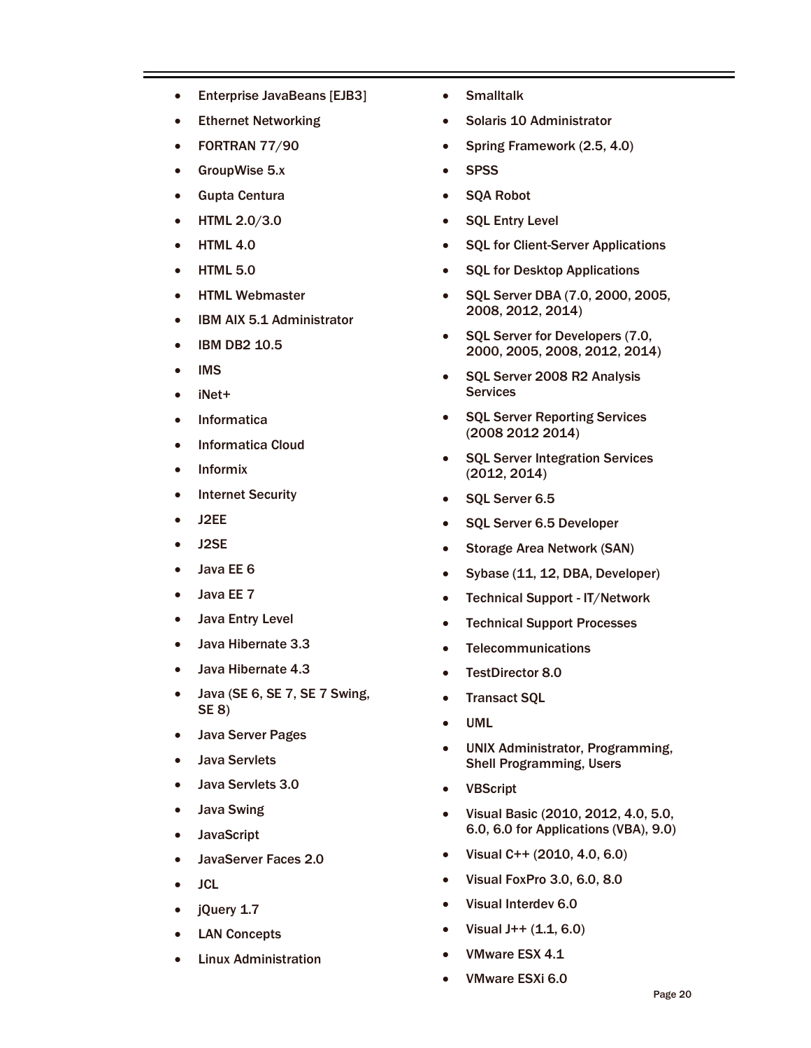- Enterprise JavaBeans [EJB3]
- Ethernet Networking
- FORTRAN 77/90
- GroupWise 5.x
- Gupta Centura
- HTML 2.0/3.0
- HTML 4.0
- HTML 5.0
- HTML Webmaster
- IBM AIX 5.1 Administrator
- IBM DB2 10.5
- IMS
- iNet+
- Informatica
- Informatica Cloud
- Informix
- Internet Security
- J2EE
- J2SE
- Java EE 6
- Java EE 7
- Java Entry Level
- Java Hibernate 3.3
- Java Hibernate 4.3
- Java (SE 6, SE 7, SE 7 Swing, SE 8)
- Java Server Pages
- Java Servlets
- Java Servlets 3.0
- Java Swing
- JavaScript
- JavaServer Faces 2.0
- JCL
- jQuery 1.7
- LAN Concepts
- Linux Administration
- Smalltalk
- Solaris 10 Administrator
- Spring Framework (2.5, 4.0)
- SPSS
- SQA Robot
- SQL Entry Level
- SQL for Client-Server Applications
- SQL for Desktop Applications
- SQL Server DBA (7.0, 2000, 2005, 2008, 2012, 2014)
- SQL Server for Developers (7.0, 2000, 2005, 2008, 2012, 2014)
- SQL Server 2008 R2 Analysis Services
- SQL Server Reporting Services (2008 2012 2014)
- SQL Server Integration Services (2012, 2014)
- SQL Server 6.5
- SQL Server 6.5 Developer
- Storage Area Network (SAN)
- Sybase (11, 12, DBA, Developer)
- Technical Support - IT/Network
- Technical Support Processes
- Telecommunications
- TestDirector 8.0
- Transact SQL
- UML
- UNIX Administrator, Programming, Shell Programming, Users
- VBScript
- Visual Basic (2010, 2012, 4.0, 5.0, 6.0, 6.0 for Applications (VBA), 9.0)
- Visual C++ (2010, 4.0, 6.0)
- Visual FoxPro 3.0, 6.0, 8.0
- Visual Interdev 6.0
- Visual J++ (1.1, 6.0)
- VMware ESX 4.1
- VMware ESXi 6.0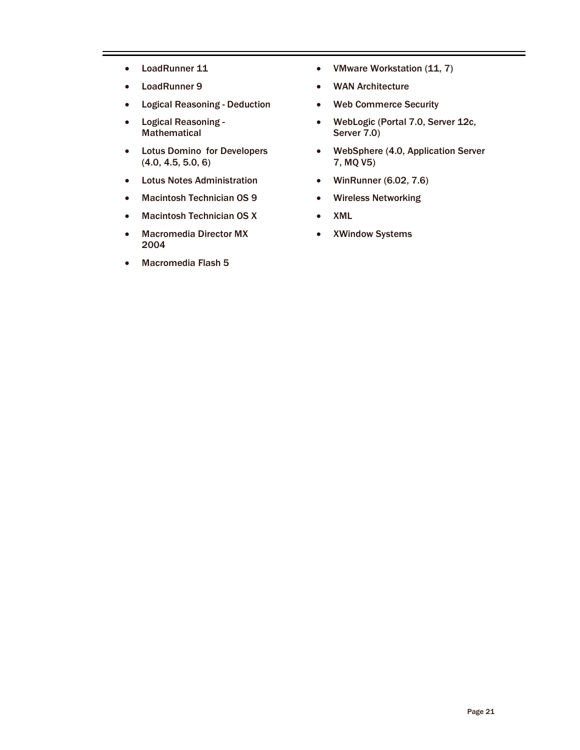- LoadRunner 11
- LoadRunner 9
- Logical Reasoning - Deduction
- Logical Reasoning - Mathematical
- Lotus Domino for Developers (4.0, 4.5, 5.0, 6)
- Lotus Notes Administration
- Macintosh Technician OS 9
- Macintosh Technician OS X
- Macromedia Director MX 2004
- Macromedia Flash 5
- VMware Workstation (11, 7)
- WAN Architecture
- Web Commerce Security
- WebLogic (Portal 7.0, Server 12c, Server 7.0)
- WebSphere (4.0, Application Server 7, MQ V5)
- WinRunner (6.02, 7.6)
- Wireless Networking
- XML
- XWindow Systems